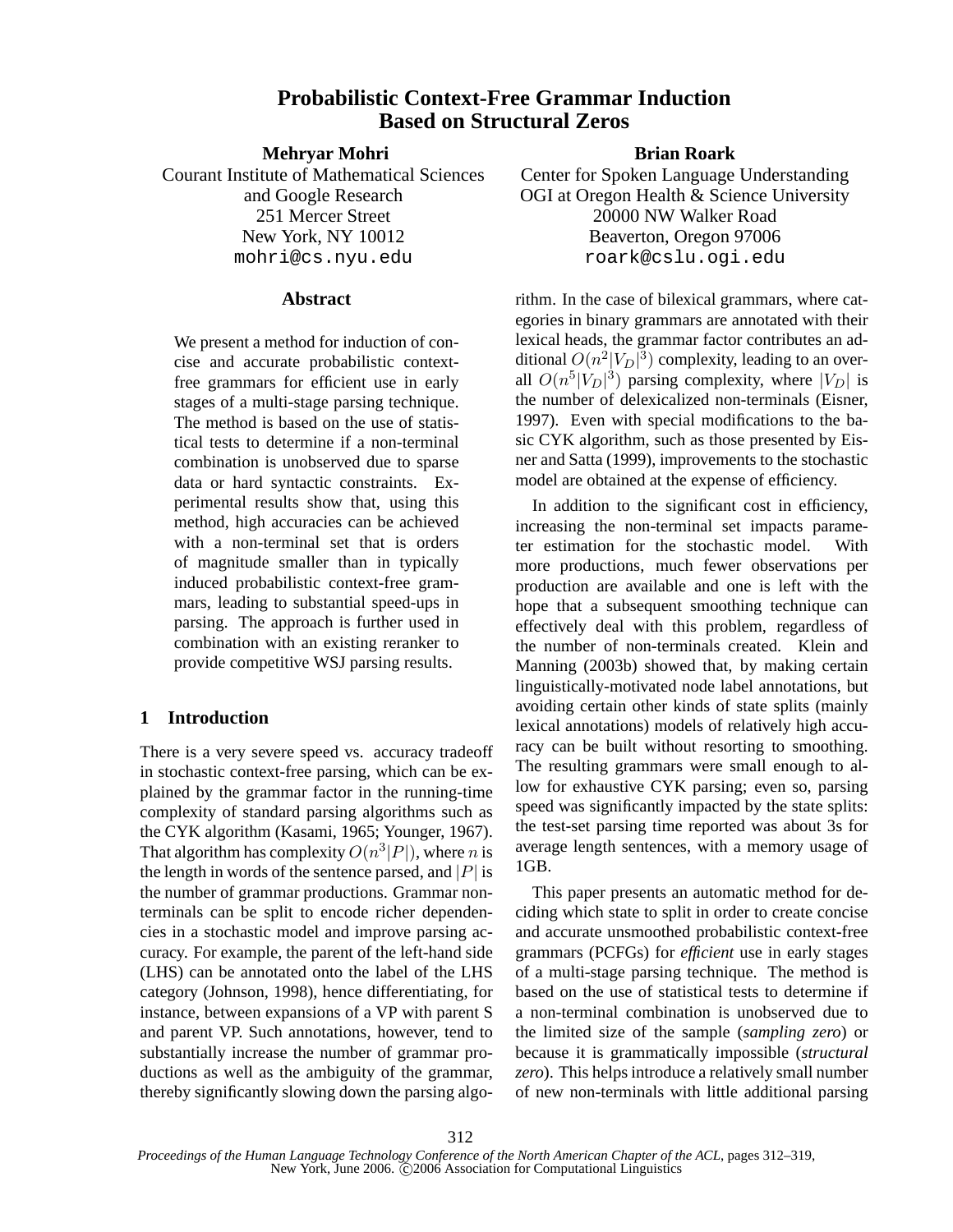# Probabilistic Context-Free Grammar Induction Based on Structural Zeros

**Mehryar Mohri**
Courant Institute of Mathematical Sciences
and Google Research
251 Mercer Street
New York, NY 10012
mohri@cs.nyu.edu

**Brian Roark**
Center for Spoken Language Understanding
OGI at Oregon Health & Science University
20000 NW Walker Road
Beaverton, Oregon 97006
roark@cslu.ogi.edu

## Abstract

We present a method for induction of concise and accurate probabilistic context-free grammars for efficient use in early stages of a multi-stage parsing technique. The method is based on the use of statistical tests to determine if a non-terminal combination is unobserved due to sparse data or hard syntactic constraints. Experimental results show that, using this method, high accuracies can be achieved with a non-terminal set that is orders of magnitude smaller than in typically induced probabilistic context-free grammars, leading to substantial speed-ups in parsing. The approach is further used in combination with an existing reranker to provide competitive WSJ parsing results.

## 1 Introduction

There is a very severe speed vs. accuracy tradeoff in stochastic context-free parsing, which can be explained by the grammar factor in the running-time complexity of standard parsing algorithms such as the CYK algorithm (Kasami, 1965; Younger, 1967). That algorithm has complexity $O(n^3|P|)$, where $n$ is the length in words of the sentence parsed, and $|P|$ is the number of grammar productions. Grammar non-terminals can be split to encode richer dependencies in a stochastic model and improve parsing accuracy. For example, the parent of the left-hand side (LHS) can be annotated onto the label of the LHS category (Johnson, 1998), hence differentiating, for instance, between expansions of a VP with parent S and parent VP. Such annotations, however, tend to substantially increase the number of grammar productions as well as the ambiguity of the grammar, thereby significantly slowing down the parsing algorithm. In the case of bilexical grammars, where categories in binary grammars are annotated with their lexical heads, the grammar factor contributes an additional $O(n^2|V_D|^3)$ complexity, leading to an overall $O(n^5|V_D|^3)$ parsing complexity, where $|V_D|$ is the number of delexicalized non-terminals (Eisner, 1997). Even with special modifications to the basic CYK algorithm, such as those presented by Eisner and Satta (1999), improvements to the stochastic model are obtained at the expense of efficiency.

In addition to the significant cost in efficiency, increasing the non-terminal set impacts parameter estimation for the stochastic model. With more productions, much fewer observations per production are available and one is left with the hope that a subsequent smoothing technique can effectively deal with this problem, regardless of the number of non-terminals created. Klein and Manning (2003b) showed that, by making certain linguistically-motivated node label annotations, but avoiding certain other kinds of state splits (mainly lexical annotations) models of relatively high accuracy can be built without resorting to smoothing. The resulting grammars were small enough to allow for exhaustive CYK parsing; even so, parsing speed was significantly impacted by the state splits: the test-set parsing time reported was about 3s for average length sentences, with a memory usage of 1GB.

This paper presents an automatic method for deciding which state to split in order to create concise and accurate unsmoothed probabilistic context-free grammars (PCFGs) for *efficient* use in early stages of a multi-stage parsing technique. The method is based on the use of statistical tests to determine if a non-terminal combination is unobserved due to the limited size of the sample (*sampling zero*) or because it is grammatically impossible (*structural zero*). This helps introduce a relatively small number of new non-terminals with little additional parsing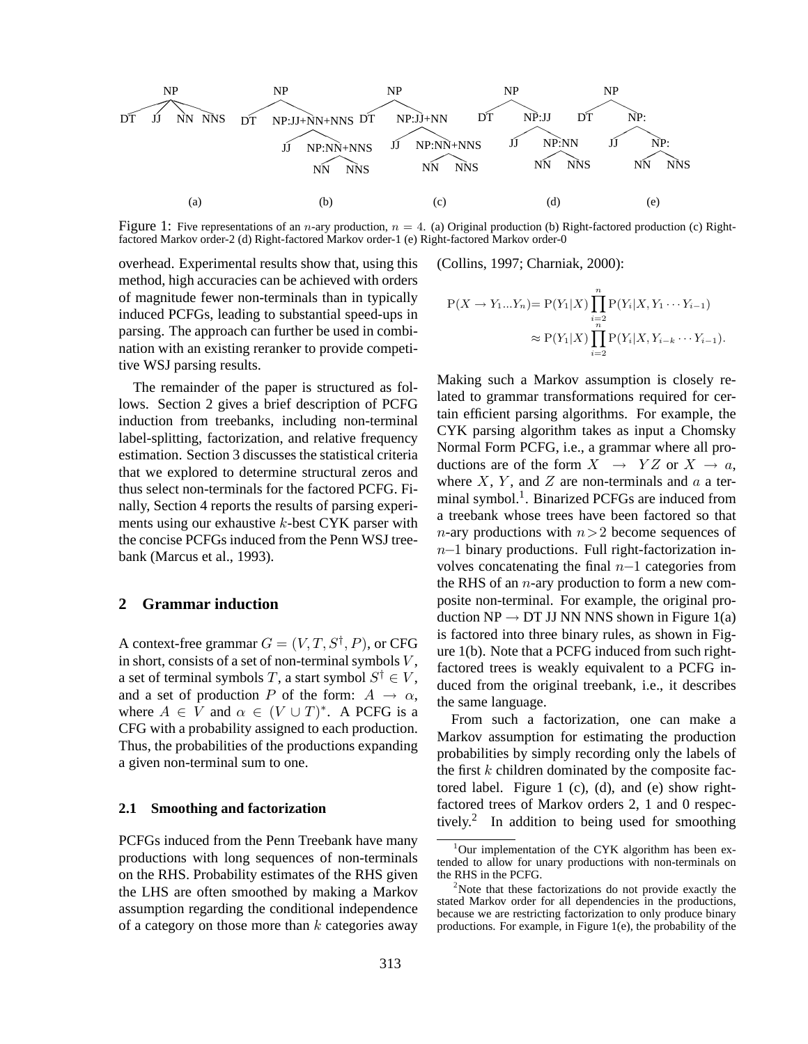Figure 1: Five representations of an $n$-ary production, $n = 4$. (a) Original production (b) Right-factored production (c) Right-factored Markov order-2 (d) Right-factored Markov order-1 (e) Right-factored Markov order-0

overhead. Experimental results show that, using this method, high accuracies can be achieved with orders of magnitude fewer non-terminals than in typically induced PCFGs, leading to substantial speed-ups in parsing. The approach can further be used in combination with an existing reranker to provide competitive WSJ parsing results.

The remainder of the paper is structured as follows. Section 2 gives a brief description of PCFG induction from treebanks, including non-terminal label-splitting, factorization, and relative frequency estimation. Section 3 discusses the statistical criteria that we explored to determine structural zeros and thus select non-terminals for the factored PCFG. Finally, Section 4 reports the results of parsing experiments using our exhaustive $k$-best CYK parser with the concise PCFGs induced from the Penn WSJ treebank (Marcus et al., 1993).

## 2 Grammar induction

A context-free grammar $G = (V, T, S^\dagger, P)$, or CFG in short, consists of a set of non-terminal symbols $V$, a set of terminal symbols $T$, a start symbol $S^\dagger \in V$, and a set of production $P$ of the form: $A \rightarrow \alpha$, where $A \in V$ and $\alpha \in (V \cup T)^*$. A PCFG is a CFG with a probability assigned to each production. Thus, the probabilities of the productions expanding a given non-terminal sum to one.

### 2.1 Smoothing and factorization

PCFGs induced from the Penn Treebank have many productions with long sequences of non-terminals on the RHS. Probability estimates of the RHS given the LHS are often smoothed by making a Markov assumption regarding the conditional independence of a category on those more than $k$ categories away (Collins, 1997; Charniak, 2000):

$$\mathrm{P}(X \rightarrow Y_1 ... Y_n) = \mathrm{P}(Y_1|X) \prod_{i=2}^{n} \mathrm{P}(Y_i|X, Y_1 \cdots Y_{i-1})$$

$$\approx \mathrm{P}(Y_1|X) \prod_{i=2}^{n} \mathrm{P}(Y_i|X, Y_{i-k} \cdots Y_{i-1}).$$

Making such a Markov assumption is closely related to grammar transformations required for certain efficient parsing algorithms. For example, the CYK parsing algorithm takes as input a Chomsky Normal Form PCFG, i.e., a grammar where all productions are of the form $X \rightarrow Y Z$ or $X \rightarrow a$, where $X$, $Y$, and $Z$ are non-terminals and $a$ a terminal symbol.[1]. Binarized PCFGs are induced from a treebank whose trees have been factored so that $n$-ary productions with $n > 2$ become sequences of $n-1$ binary productions. Full right-factorization involves concatenating the final $n-1$ categories from the RHS of an $n$-ary production to form a new composite non-terminal. For example, the original production NP $\rightarrow$ DT JJ NN NNS shown in Figure 1(a) is factored into three binary rules, as shown in Figure 1(b). Note that a PCFG induced from such right-factored trees is weakly equivalent to a PCFG induced from the original treebank, i.e., it describes the same language.

From such a factorization, one can make a Markov assumption for estimating the production probabilities by simply recording only the labels of the first $k$ children dominated by the composite factored label. Figure 1 (c), (d), and (e) show right-factored trees of Markov orders 2, 1 and 0 respectively.[2] In addition to being used for smoothing

[1] Our implementation of the CYK algorithm has been extended to allow for unary productions with non-terminals on the RHS in the PCFG.

[2] Note that these factorizations do not provide exactly the stated Markov order for all dependencies in the productions, because we are restricting factorization to only produce binary productions. For example, in Figure 1(e), the probability of the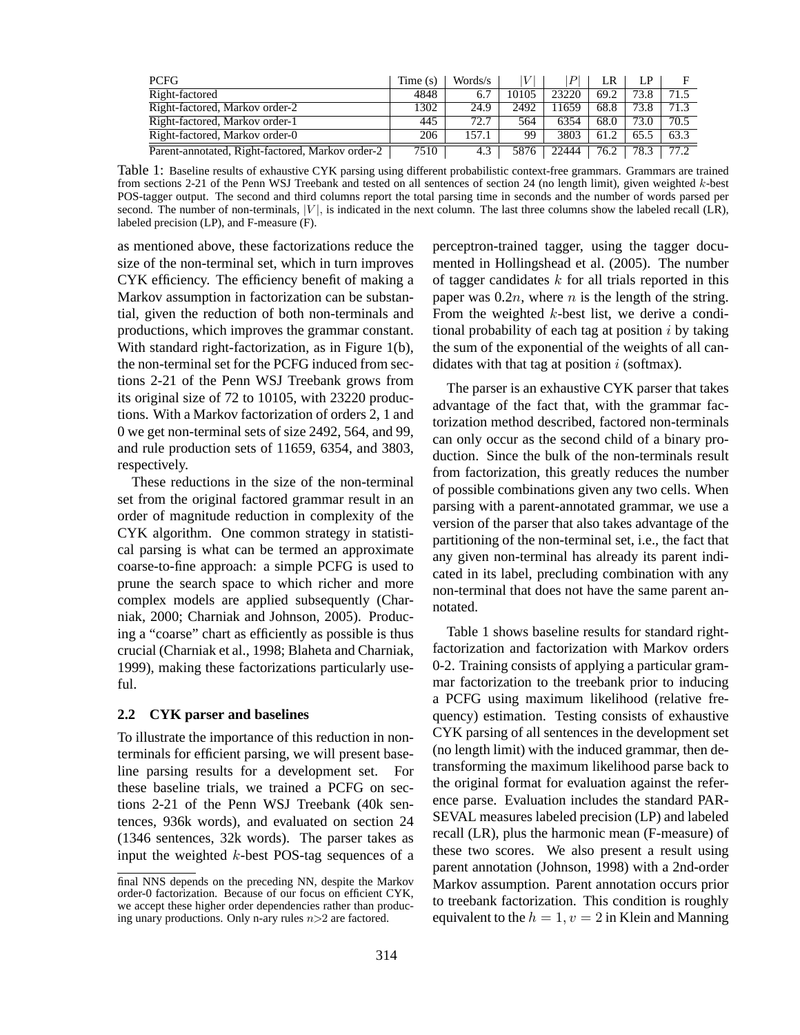| PCFG | Time (s) | Words/s | $\|V\|$ | $\|P\|$ | LR | LP | F |
|---|---|---|---|---|---|---|---|
| Right-factored | 4848 | 6.7 | 10105 | 23220 | 69.2 | 73.8 | 71.5 |
| Right-factored, Markov order-2 | 1302 | 24.9 | 2492 | 11659 | 68.8 | 73.8 | 71.3 |
| Right-factored, Markov order-1 | 445 | 72.7 | 564 | 6354 | 68.0 | 73.0 | 70.5 |
| Right-factored, Markov order-0 | 206 | 157.1 | 99 | 3803 | 61.2 | 65.5 | 63.3 |
| Parent-annotated, Right-factored, Markov order-2 | 7510 | 4.3 | 5876 | 22444 | 76.2 | 78.3 | 77.2 |

Table 1: Baseline results of exhaustive CYK parsing using different probabilistic context-free grammars. Grammars are trained from sections 2-21 of the Penn WSJ Treebank and tested on all sentences of section 24 (no length limit), given weighted $k$-best POS-tagger output. The second and third columns report the total parsing time in seconds and the number of words parsed per second. The number of non-terminals, $|V|$, is indicated in the next column. The last three columns show the labeled recall (LR), labeled precision (LP), and F-measure (F).

as mentioned above, these factorizations reduce the size of the non-terminal set, which in turn improves CYK efficiency. The efficiency benefit of making a Markov assumption in factorization can be substantial, given the reduction of both non-terminals and productions, which improves the grammar constant. With standard right-factorization, as in Figure 1(b), the non-terminal set for the PCFG induced from sections 2-21 of the Penn WSJ Treebank grows from its original size of 72 to 10105, with 23220 productions. With a Markov factorization of orders 2, 1 and 0 we get non-terminal sets of size 2492, 564, and 99, and rule production sets of 11659, 6354, and 3803, respectively.

These reductions in the size of the non-terminal set from the original factored grammar result in an order of magnitude reduction in complexity of the CYK algorithm. One common strategy in statistical parsing is what can be termed an approximate coarse-to-fine approach: a simple PCFG is used to prune the search space to which richer and more complex models are applied subsequently (Charniak, 2000; Charniak and Johnson, 2005). Producing a "coarse" chart as efficiently as possible is thus crucial (Charniak et al., 1998; Blaheta and Charniak, 1999), making these factorizations particularly useful.

## 2.2 CYK parser and baselines

To illustrate the importance of this reduction in non-terminals for efficient parsing, we will present baseline parsing results for a development set. For these baseline trials, we trained a PCFG on sections 2-21 of the Penn WSJ Treebank (40k sentences, 936k words), and evaluated on section 24 (1346 sentences, 32k words). The parser takes as input the weighted $k$-best POS-tag sequences of a perceptron-trained tagger, using the tagger documented in Hollingshead et al. (2005). The number of tagger candidates $k$ for all trials reported in this paper was $0.2n$, where $n$ is the length of the string. From the weighted $k$-best list, we derive a conditional probability of each tag at position $i$ by taking the sum of the exponential of the weights of all candidates with that tag at position $i$ (softmax).

The parser is an exhaustive CYK parser that takes advantage of the fact that, with the grammar factorization method described, factored non-terminals can only occur as the second child of a binary production. Since the bulk of the non-terminals result from factorization, this greatly reduces the number of possible combinations given any two cells. When parsing with a parent-annotated grammar, we use a version of the parser that also takes advantage of the partitioning of the non-terminal set, i.e., the fact that any given non-terminal has already its parent indicated in its label, precluding combination with any non-terminal that does not have the same parent annotated.

Table 1 shows baseline results for standard right-factorization and factorization with Markov orders 0-2. Training consists of applying a particular grammar factorization to the treebank prior to inducing a PCFG using maximum likelihood (relative frequency) estimation. Testing consists of exhaustive CYK parsing of all sentences in the development set (no length limit) with the induced grammar, then detransforming the maximum likelihood parse back to the original format for evaluation against the reference parse. Evaluation includes the standard PARSEVAL measures labeled precision (LP) and labeled recall (LR), plus the harmonic mean (F-measure) of these two scores. We also present a result using parent annotation (Johnson, 1998) with a 2nd-order Markov assumption. Parent annotation occurs prior to treebank factorization. This condition is roughly equivalent to the $h = 1, v = 2$ in Klein and Manning

final NNS depends on the preceding NN, despite the Markov order-0 factorization. Because of our focus on efficient CYK, we accept these higher order dependencies rather than producing unary productions. Only n-ary rules $n$>2 are factored.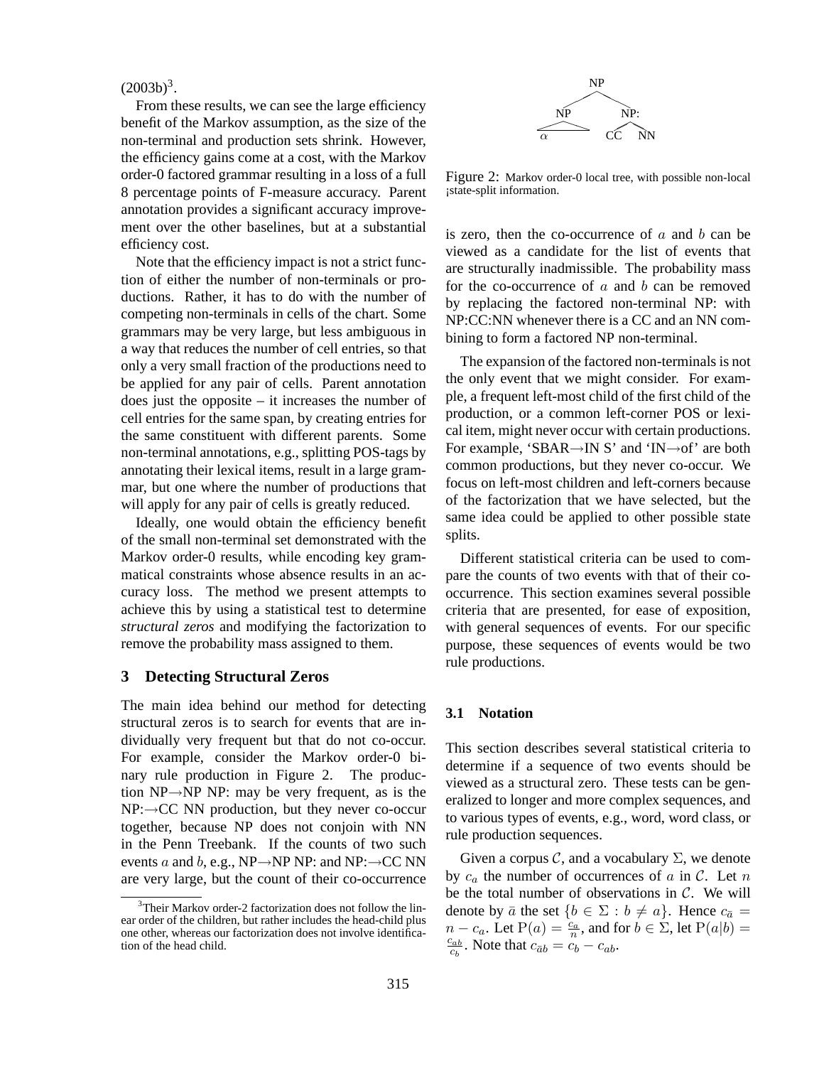(2003b)[3].

From these results, we can see the large efficiency benefit of the Markov assumption, as the size of the non-terminal and production sets shrink. However, the efficiency gains come at a cost, with the Markov order-0 factored grammar resulting in a loss of a full 8 percentage points of F-measure accuracy. Parent annotation provides a significant accuracy improvement over the other baselines, but at a substantial efficiency cost.

Note that the efficiency impact is not a strict function of either the number of non-terminals or productions. Rather, it has to do with the number of competing non-terminals in cells of the chart. Some grammars may be very large, but less ambiguous in a way that reduces the number of cell entries, so that only a very small fraction of the productions need to be applied for any pair of cells. Parent annotation does just the opposite – it increases the number of cell entries for the same span, by creating entries for the same constituent with different parents. Some non-terminal annotations, e.g., splitting POS-tags by annotating their lexical items, result in a large grammar, but one where the number of productions that will apply for any pair of cells is greatly reduced.

Ideally, one would obtain the efficiency benefit of the small non-terminal set demonstrated with the Markov order-0 results, while encoding key grammatical constraints whose absence results in an accuracy loss. The method we present attempts to achieve this by using a statistical test to determine *structural zeros* and modifying the factorization to remove the probability mass assigned to them.

## 3 Detecting Structural Zeros

The main idea behind our method for detecting structural zeros is to search for events that are individually very frequent but that do not co-occur. For example, consider the Markov order-0 binary rule production in Figure 2. The production NP→NP NP: may be very frequent, as is the NP:→CC NN production, but they never co-occur together, because NP does not conjoin with NN in the Penn Treebank. If the counts of two such events $a$ and $b$, e.g., NP→NP NP: and NP:→CC NN are very large, but the count of their co-occurrence is zero, then the co-occurrence of $a$ and $b$ can be viewed as a candidate for the list of events that are structurally inadmissible. The probability mass for the co-occurrence of $a$ and $b$ can be removed by replacing the factored non-terminal NP: with NP:CC:NN whenever there is a CC and an NN combining to form a factored NP non-terminal.

Figure 2: Markov order-0 local tree, with possible non-local ¡state-split information.

The expansion of the factored non-terminals is not the only event that we might consider. For example, a frequent left-most child of the first child of the production, or a common left-corner POS or lexical item, might never occur with certain productions. For example, 'SBAR→IN S' and 'IN→of' are both common productions, but they never co-occur. We focus on left-most children and left-corners because of the factorization that we have selected, but the same idea could be applied to other possible state splits.

Different statistical criteria can be used to compare the counts of two events with that of their co-occurrence. This section examines several possible criteria that are presented, for ease of exposition, with general sequences of events. For our specific purpose, these sequences of events would be two rule productions.

### 3.1 Notation

This section describes several statistical criteria to determine if a sequence of two events should be viewed as a structural zero. These tests can be generalized to longer and more complex sequences, and to various types of events, e.g., word, word class, or rule production sequences.

Given a corpus $\mathcal{C}$, and a vocabulary $\Sigma$, we denote by $c_a$ the number of occurrences of $a$ in $\mathcal{C}$. Let $n$ be the total number of observations in $\mathcal{C}$. We will denote by $\bar{a}$ the set $\{b \in \Sigma : b \neq a\}$. Hence $c_{\bar{a}} = n - c_a$. Let $\mathrm{P}(a) = \frac{c_a}{n}$, and for $b \in \Sigma$, let $\mathrm{P}(a|b) = \frac{c_{ab}}{c_b}$. Note that $c_{\bar{a}b} = c_b - c_{ab}$.

[3] Their Markov order-2 factorization does not follow the linear order of the children, but rather includes the head-child plus one other, whereas our factorization does not involve identification of the head child.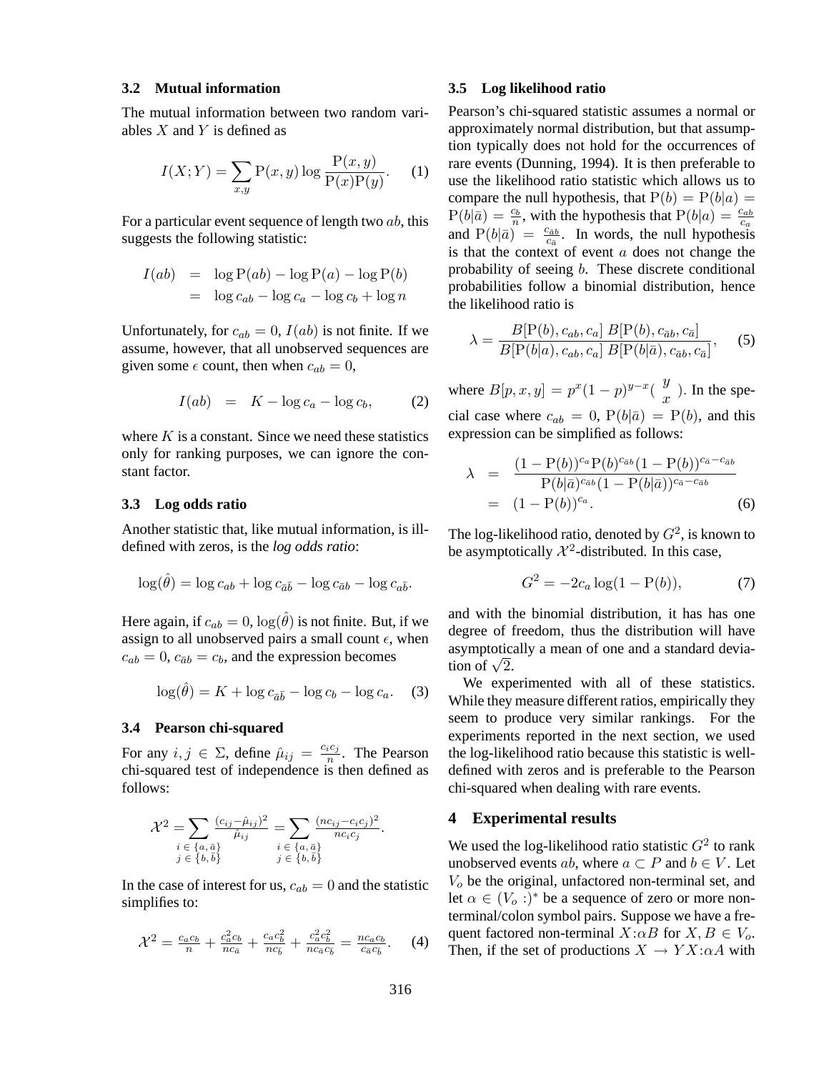### 3.2 Mutual information

The mutual information between two random variables $X$ and $Y$ is defined as

$$I(X;Y) = \sum_{x,y} \mathrm{P}(x,y) \log \frac{\mathrm{P}(x,y)}{\mathrm{P}(x)\mathrm{P}(y)}. \quad (1)$$

For a particular event sequence of length two $ab$, this suggests the following statistic:

$$\begin{aligned} I(ab) &= \log \mathrm{P}(ab) - \log \mathrm{P}(a) - \log \mathrm{P}(b) \\ &= \log c_{ab} - \log c_a - \log c_b + \log n \end{aligned}$$

Unfortunately, for $c_{ab} = 0$, $I(ab)$ is not finite. If we assume, however, that all unobserved sequences are given some $\epsilon$ count, then when $c_{ab} = 0$,

$$I(ab) \quad = \quad K - \log c_a - \log c_b, \quad (2)$$

where $K$ is a constant. Since we need these statistics only for ranking purposes, we can ignore the constant factor.

### 3.3 Log odds ratio

Another statistic that, like mutual information, is ill-defined with zeros, is the *log odds ratio*:

$$\log(\hat{\theta}) = \log c_{ab} + \log c_{\bar{a}\bar{b}} - \log c_{\bar{a}b} - \log c_{a\bar{b}}.$$

Here again, if $c_{ab} = 0$, $\log(\hat{\theta})$ is not finite. But, if we assign to all unobserved pairs a small count $\epsilon$, when $c_{ab} = 0$, $c_{\bar{a}b} = c_b$, and the expression becomes

$$\log(\hat{\theta}) = K + \log c_{\bar{a}\bar{b}} - \log c_b - \log c_a. \quad (3)$$

### 3.4 Pearson chi-squared

For any $i, j \in \Sigma$, define $\hat{\mu}_{ij} = \frac{c_i c_j}{n}$. The Pearson chi-squared test of independence is then defined as follows:

$$\mathcal{X}^2 = \sum_{\substack{i \,\in\, \{a,\bar{a}\} \\ j \,\in\, \{b,\bar{b}\}}} \frac{(c_{ij} - \hat{\mu}_{ij})^2}{\hat{\mu}_{ij}} = \sum_{\substack{i \,\in\, \{a,\bar{a}\} \\ j \,\in\, \{b,\bar{b}\}}} \frac{(nc_{ij} - c_i c_j)^2}{nc_i c_j}.$$

In the case of interest for us, $c_{ab} = 0$ and the statistic simplifies to:

$$\mathcal{X}^2 = \frac{c_a c_b}{n} + \frac{c_a^2 c_b}{nc_{\bar{a}}} + \frac{c_a c_b^2}{nc_{\bar{b}}} + \frac{c_a^2 c_b^2}{nc_{\bar{a}} c_{\bar{b}}} = \frac{nc_a c_b}{c_{\bar{a}} c_{\bar{b}}}. \quad (4)$$

### 3.5 Log likelihood ratio

Pearson's chi-squared statistic assumes a normal or approximately normal distribution, but that assumption typically does not hold for the occurrences of rare events (Dunning, 1994). It is then preferable to use the likelihood ratio statistic which allows us to compare the null hypothesis, that $\mathrm{P}(b) = \mathrm{P}(b|a) = \mathrm{P}(b|\bar{a}) = \frac{c_b}{n}$, with the hypothesis that $\mathrm{P}(b|a) = \frac{c_{ab}}{c_a}$ and $\mathrm{P}(b|\bar{a}) = \frac{c_{\bar{a}b}}{c_{\bar{a}}}$. In words, the null hypothesis is that the context of event $a$ does not change the probability of seeing $b$. These discrete conditional probabilities follow a binomial distribution, hence the likelihood ratio is

$$\lambda = \frac{B[\mathrm{P}(b), c_{ab}, c_a] \; B[\mathrm{P}(b), c_{\bar{a}b}, c_{\bar{a}}]}{B[\mathrm{P}(b|a), c_{ab}, c_a] \; B[\mathrm{P}(b|\bar{a}), c_{\bar{a}b}, c_{\bar{a}}]}, \quad (5)$$

where $B[p, x, y] = p^x (1-p)^{y-x} \binom{y}{x}$. In the special case where $c_{ab} = 0$, $\mathrm{P}(b|\bar{a}) = \mathrm{P}(b)$, and this expression can be simplified as follows:

$$\begin{aligned} \lambda &= \frac{(1-\mathrm{P}(b))^{c_a} \mathrm{P}(b)^{c_{\bar{a}b}} (1-\mathrm{P}(b))^{c_{\bar{a}} - c_{\bar{a}b}}}{\mathrm{P}(b|\bar{a})^{c_{\bar{a}b}} (1-\mathrm{P}(b|\bar{a}))^{c_{\bar{a}} - c_{\bar{a}b}}} \\ &= (1-\mathrm{P}(b))^{c_a}. \end{aligned} \quad (6)$$

The log-likelihood ratio, denoted by $G^2$, is known to be asymptotically $\mathcal{X}^2$-distributed. In this case,

$$G^2 = -2c_a \log(1 - \mathrm{P}(b)), \quad (7)$$

and with the binomial distribution, it has has one degree of freedom, thus the distribution will have asymptotically a mean of one and a standard deviation of $\sqrt{2}$.

We experimented with all of these statistics. While they measure different ratios, empirically they seem to produce very similar rankings. For the experiments reported in the next section, we used the log-likelihood ratio because this statistic is well-defined with zeros and is preferable to the Pearson chi-squared when dealing with rare events.

## 4 Experimental results

We used the log-likelihood ratio statistic $G^2$ to rank unobserved events $ab$, where $a \subset P$ and $b \in V$. Let $V_o$ be the original, unfactored non-terminal set, and let $\alpha \in (V_o :)^*$ be a sequence of zero or more non-terminal/colon symbol pairs. Suppose we have a frequent factored non-terminal $X{:}\alpha B$ for $X, B \in V_o$. Then, if the set of productions $X \rightarrow Y X{:}\alpha A$ with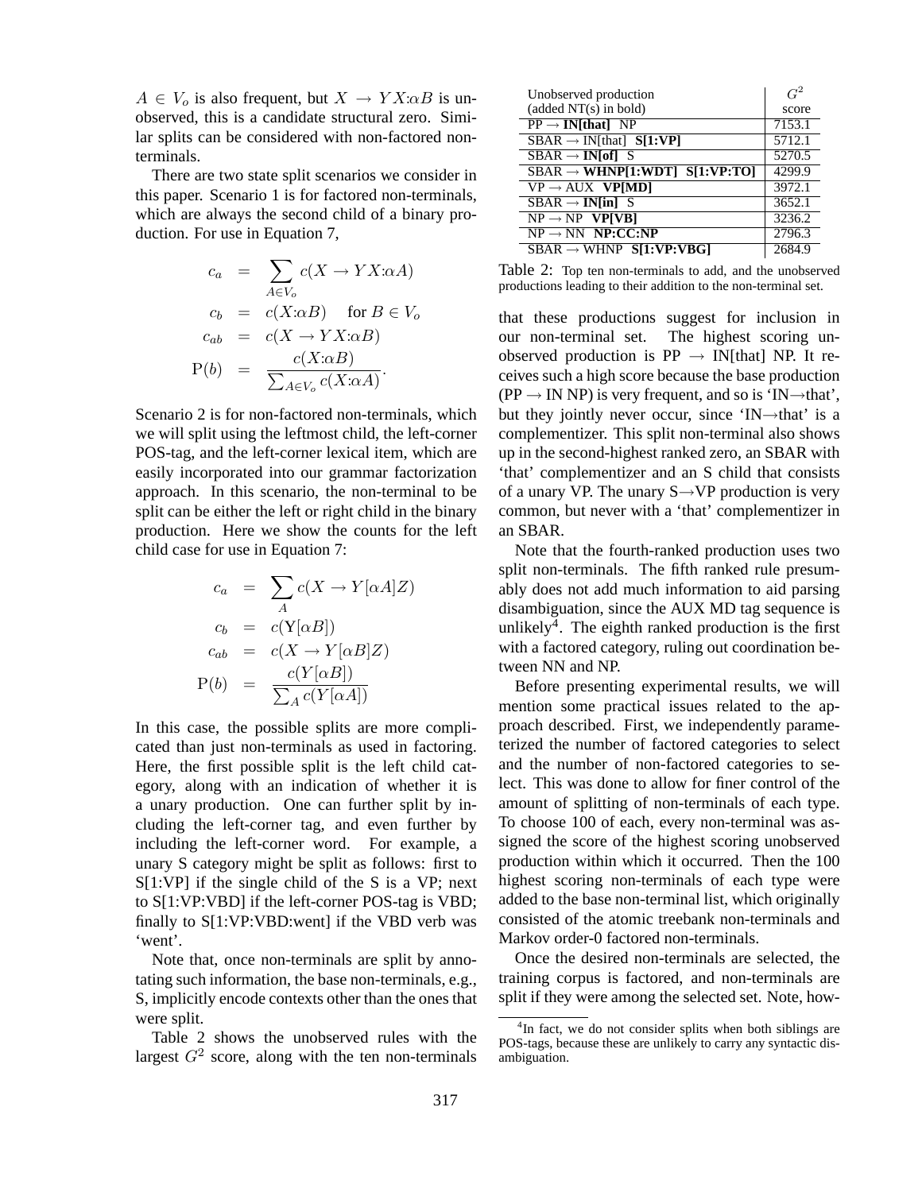$A \in V_o$ is also frequent, but $X \rightarrow Y\,X{:}\alpha B$ is unobserved, this is a candidate structural zero. Similar splits can be considered with non-factored non-terminals.

There are two state split scenarios we consider in this paper. Scenario 1 is for factored non-terminals, which are always the second child of a binary production. For use in Equation 7,

$$
\begin{aligned}
c_a &= \sum_{A \in V_o} c(X \rightarrow Y\,X{:}\alpha A) \\
c_b &= c(X{:}\alpha B) \quad \text{for } B \in V_o \\
c_{ab} &= c(X \rightarrow Y\,X{:}\alpha B) \\
\mathrm{P}(b) &= \frac{c(X{:}\alpha B)}{\sum_{A \in V_o} c(X{:}\alpha A)}.
\end{aligned}
$$

Scenario 2 is for non-factored non-terminals, which we will split using the leftmost child, the left-corner POS-tag, and the left-corner lexical item, which are easily incorporated into our grammar factorization approach. In this scenario, the non-terminal to be split can be either the left or right child in the binary production. Here we show the counts for the left child case for use in Equation 7:

$$
\begin{aligned}
c_a &= \sum_{A} c(X \rightarrow Y[\alpha A] Z) \\
c_b &= c(\mathrm{Y}[\alpha B]) \\
c_{ab} &= c(X \rightarrow Y[\alpha B] Z) \\
\mathrm{P}(b) &= \frac{c(Y[\alpha B])}{\sum_A c(Y[\alpha A])}
\end{aligned}
$$

In this case, the possible splits are more complicated than just non-terminals as used in factoring. Here, the first possible split is the left child category, along with an indication of whether it is a unary production. One can further split by including the left-corner tag, and even further by including the left-corner word. For example, a unary S category might be split as follows: first to S[1:VP] if the single child of the S is a VP; next to S[1:VP:VBD] if the left-corner POS-tag is VBD; finally to S[1:VP:VBD:went] if the VBD verb was 'went'.

Note that, once non-terminals are split by annotating such information, the base non-terminals, e.g., S, implicitly encode contexts other than the ones that were split.

Table 2 shows the unobserved rules with the largest $G^2$ score, along with the ten non-terminals that these productions suggest for inclusion in our non-terminal set. The highest scoring unobserved production is PP → IN[that] NP. It receives such a high score because the base production (PP → IN NP) is very frequent, and so is 'IN→that', but they jointly never occur, since 'IN→that' is a complementizer. This split non-terminal also shows up in the second-highest ranked zero, an SBAR with 'that' complementizer and an S child that consists of a unary VP. The unary S→VP production is very common, but never with a 'that' complementizer in an SBAR.

| Unobserved production (added NT(s) in bold) | $G^2$ score |
|---|---|
| PP → **IN[that]** NP | 7153.1 |
| SBAR → IN[that] **S[1:VP]** | 5712.1 |
| SBAR → **IN[of]** S | 5270.5 |
| SBAR → **WHNP[1:WDT]** **S[1:VP:TO]** | 4299.9 |
| VP → AUX **VP[MD]** | 3972.1 |
| SBAR → **IN[in]** S | 3652.1 |
| NP → NP **VP[VB]** | 3236.2 |
| NP → NN **NP:CC:NP** | 2796.3 |
| SBAR → WHNP **S[1:VP:VBG]** | 2684.9 |

Table 2: Top ten non-terminals to add, and the unobserved productions leading to their addition to the non-terminal set.

Note that the fourth-ranked production uses two split non-terminals. The fifth ranked rule presumably does not add much information to aid parsing disambiguation, since the AUX MD tag sequence is unlikely[4]. The eighth ranked production is the first with a factored category, ruling out coordination between NN and NP.

Before presenting experimental results, we will mention some practical issues related to the approach described. First, we independently parameterized the number of factored categories to select and the number of non-factored categories to select. This was done to allow for finer control of the amount of splitting of non-terminals of each type. To choose 100 of each, every non-terminal was assigned the score of the highest scoring unobserved production within which it occurred. Then the 100 highest scoring non-terminals of each type were added to the base non-terminal list, which originally consisted of the atomic treebank non-terminals and Markov order-0 factored non-terminals.

Once the desired non-terminals are selected, the training corpus is factored, and non-terminals are split if they were among the selected set. Note, how-

[4]In fact, we do not consider splits when both siblings are POS-tags, because these are unlikely to carry any syntactic disambiguation.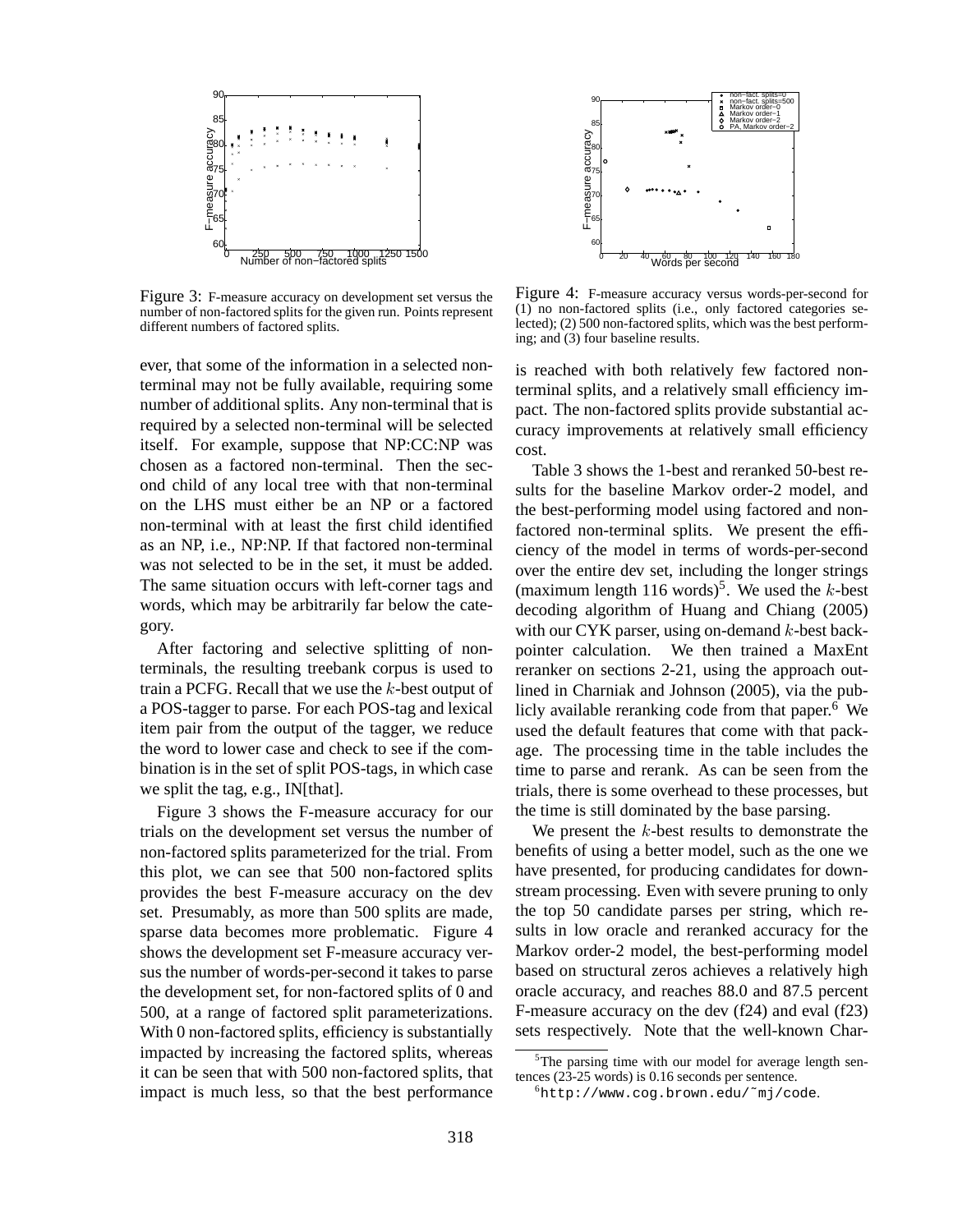Figure 3: F-measure accuracy on development set versus the number of non-factored splits for the given run. Points represent different numbers of factored splits.

Figure 4: F-measure accuracy versus words-per-second for (1) no non-factored splits (i.e., only factored categories selected); (2) 500 non-factored splits, which was the best performing; and (3) four baseline results.

ever, that some of the information in a selected non-terminal may not be fully available, requiring some number of additional splits. Any non-terminal that is required by a selected non-terminal will be selected itself. For example, suppose that NP:CC:NP was chosen as a factored non-terminal. Then the second child of any local tree with that non-terminal on the LHS must either be an NP or a factored non-terminal with at least the first child identified as an NP, i.e., NP:NP. If that factored non-terminal was not selected to be in the set, it must be added. The same situation occurs with left-corner tags and words, which may be arbitrarily far below the category.

After factoring and selective splitting of non-terminals, the resulting treebank corpus is used to train a PCFG. Recall that we use the $k$-best output of a POS-tagger to parse. For each POS-tag and lexical item pair from the output of the tagger, we reduce the word to lower case and check to see if the combination is in the set of split POS-tags, in which case we split the tag, e.g., IN[that].

Figure 3 shows the F-measure accuracy for our trials on the development set versus the number of non-factored splits parameterized for the trial. From this plot, we can see that 500 non-factored splits provides the best F-measure accuracy on the dev set. Presumably, as more than 500 splits are made, sparse data becomes more problematic. Figure 4 shows the development set F-measure accuracy versus the number of words-per-second it takes to parse the development set, for non-factored splits of 0 and 500, at a range of factored split parameterizations. With 0 non-factored splits, efficiency is substantially impacted by increasing the factored splits, whereas it can be seen that with 500 non-factored splits, that impact is much less, so that the best performance is reached with both relatively few factored non-terminal splits, and a relatively small efficiency impact. The non-factored splits provide substantial accuracy improvements at relatively small efficiency cost.

Table 3 shows the 1-best and reranked 50-best results for the baseline Markov order-2 model, and the best-performing model using factored and non-factored non-terminal splits. We present the efficiency of the model in terms of words-per-second over the entire dev set, including the longer strings (maximum length 116 words)[5]. We used the $k$-best decoding algorithm of Huang and Chiang (2005) with our CYK parser, using on-demand $k$-best back-pointer calculation. We then trained a MaxEnt reranker on sections 2-21, using the approach outlined in Charniak and Johnson (2005), via the publicly available reranking code from that paper.[6] We used the default features that come with that package. The processing time in the table includes the time to parse and rerank. As can be seen from the trials, there is some overhead to these processes, but the time is still dominated by the base parsing.

We present the $k$-best results to demonstrate the benefits of using a better model, such as the one we have presented, for producing candidates for downstream processing. Even with severe pruning to only the top 50 candidate parses per string, which results in low oracle and reranked accuracy for the Markov order-2 model, the best-performing model based on structural zeros achieves a relatively high oracle accuracy, and reaches 88.0 and 87.5 percent F-measure accuracy on the dev (f24) and eval (f23) sets respectively. Note that the well-known Char-

[5] The parsing time with our model for average length sentences (23-25 words) is 0.16 seconds per sentence.

[6] http://www.cog.brown.edu/~mj/code.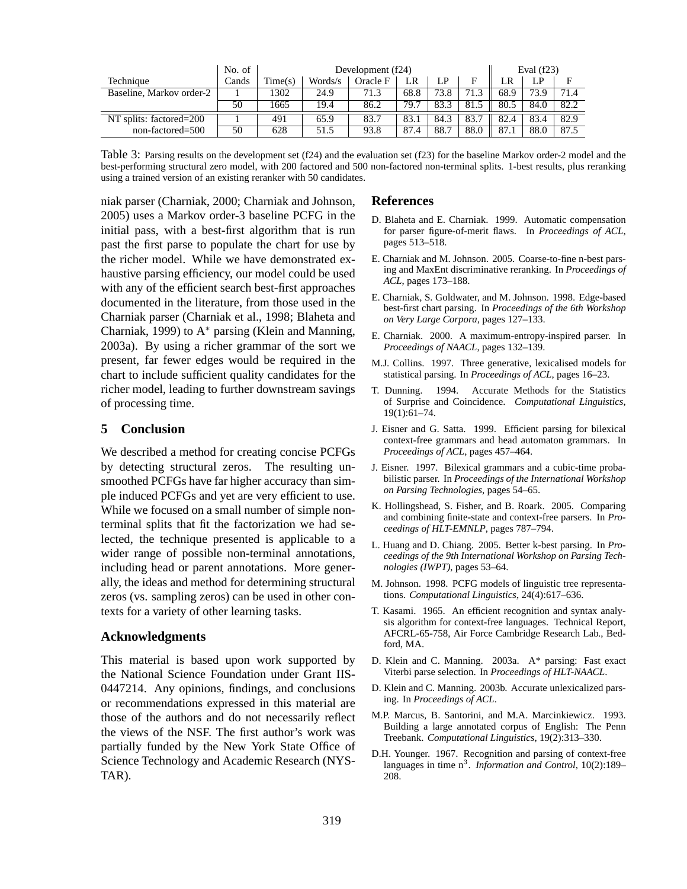| Technique | No. of Cands | Development (f24) | | | | | | Eval (f23) | | |
|---|---|---|---|---|---|---|---|---|---|---|
| | | Time(s) | Words/s | Oracle F | LR | LP | F | LR | LP | F |
| Baseline, Markov order-2 | 1 | 1302 | 24.9 | 71.3 | 68.8 | 73.8 | 71.3 | 68.9 | 73.9 | 71.4 |
| | 50 | 1665 | 19.4 | 86.2 | 79.7 | 83.3 | 81.5 | 80.5 | 84.0 | 82.2 |
| NT splits: factored=200 | 1 | 491 | 65.9 | 83.7 | 83.1 | 84.3 | 83.7 | 82.4 | 83.4 | 82.9 |
| non-factored=500 | 50 | 628 | 51.5 | 93.8 | 87.4 | 88.7 | 88.0 | 87.1 | 88.0 | 87.5 |

Table 3: Parsing results on the development set (f24) and the evaluation set (f23) for the baseline Markov order-2 model and the best-performing structural zero model, with 200 factored and 500 non-factored non-terminal splits. 1-best results, plus reranking using a trained version of an existing reranker with 50 candidates.

niak parser (Charniak, 2000; Charniak and Johnson, 2005) uses a Markov order-3 baseline PCFG in the initial pass, with a best-first algorithm that is run past the first parse to populate the chart for use by the richer model. While we have demonstrated exhaustive parsing efficiency, our model could be used with any of the efficient search best-first approaches documented in the literature, from those used in the Charniak parser (Charniak et al., 1998; Blaheta and Charniak, 1999) to A$^*$ parsing (Klein and Manning, 2003a). By using a richer grammar of the sort we present, far fewer edges would be required in the chart to include sufficient quality candidates for the richer model, leading to further downstream savings of processing time.

## 5 Conclusion

We described a method for creating concise PCFGs by detecting structural zeros. The resulting unsmoothed PCFGs have far higher accuracy than simple induced PCFGs and yet are very efficient to use. While we focused on a small number of simple non-terminal splits that fit the factorization we had selected, the technique presented is applicable to a wider range of possible non-terminal annotations, including head or parent annotations. More generally, the ideas and method for determining structural zeros (vs. sampling zeros) can be used in other contexts for a variety of other learning tasks.

## Acknowledgments

This material is based upon work supported by the National Science Foundation under Grant IIS-0447214. Any opinions, findings, and conclusions or recommendations expressed in this material are those of the authors and do not necessarily reflect the views of the NSF. The first author's work was partially funded by the New York State Office of Science Technology and Academic Research (NYSTAR).

## References

D. Blaheta and E. Charniak. 1999. Automatic compensation for parser figure-of-merit flaws. In *Proceedings of ACL*, pages 513–518.

E. Charniak and M. Johnson. 2005. Coarse-to-fine n-best parsing and MaxEnt discriminative reranking. In *Proceedings of ACL*, pages 173–188.

E. Charniak, S. Goldwater, and M. Johnson. 1998. Edge-based best-first chart parsing. In *Proceedings of the 6th Workshop on Very Large Corpora*, pages 127–133.

E. Charniak. 2000. A maximum-entropy-inspired parser. In *Proceedings of NAACL*, pages 132–139.

M.J. Collins. 1997. Three generative, lexicalised models for statistical parsing. In *Proceedings of ACL*, pages 16–23.

T. Dunning. 1994. Accurate Methods for the Statistics of Surprise and Coincidence. *Computational Linguistics*, 19(1):61–74.

J. Eisner and G. Satta. 1999. Efficient parsing for bilexical context-free grammars and head automaton grammars. In *Proceedings of ACL*, pages 457–464.

J. Eisner. 1997. Bilexical grammars and a cubic-time probabilistic parser. In *Proceedings of the International Workshop on Parsing Technologies*, pages 54–65.

K. Hollingshead, S. Fisher, and B. Roark. 2005. Comparing and combining finite-state and context-free parsers. In *Proceedings of HLT-EMNLP*, pages 787–794.

L. Huang and D. Chiang. 2005. Better k-best parsing. In *Proceedings of the 9th International Workshop on Parsing Technologies (IWPT)*, pages 53–64.

M. Johnson. 1998. PCFG models of linguistic tree representations. *Computational Linguistics*, 24(4):617–636.

T. Kasami. 1965. An efficient recognition and syntax analysis algorithm for context-free languages. Technical Report, AFCRL-65-758, Air Force Cambridge Research Lab., Bedford, MA.

D. Klein and C. Manning. 2003a. A* parsing: Fast exact Viterbi parse selection. In *Proceedings of HLT-NAACL*.

D. Klein and C. Manning. 2003b. Accurate unlexicalized parsing. In *Proceedings of ACL*.

M.P. Marcus, B. Santorini, and M.A. Marcinkiewicz. 1993. Building a large annotated corpus of English: The Penn Treebank. *Computational Linguistics*, 19(2):313–330.

D.H. Younger. 1967. Recognition and parsing of context-free languages in time $n^3$. *Information and Control*, 10(2):189–208.